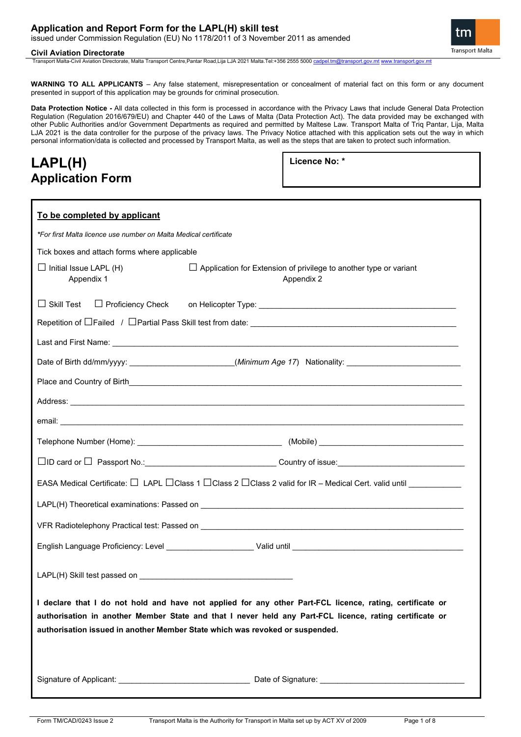# Application and Report Form for the LAPL(H) skill test

issued under Commission Regulation (EU) No 1178/2011 of 3 November 2011 as amended

**Civil Aviation Directorate**

Transport Malta-Civil Aviation Directorate, Malta Transport Centre,Pantar Road,Lija LJA 2021 Malta.Tel:+356 2555 5000 cadpel.tm@transport.gov.mt www.transport.gov.mt

**WARNING TO ALL APPLICANTS** – Any false statement, misrepresentation or concealment of material fact on this form or any document presented in support of this application may be grounds for criminal prosecution.

**Data Protection Notice -** All data collected in this form is processed in accordance with the Privacy Laws that include General Data Protection Regulation (Regulation 2016/679/EU) and Chapter 440 of the Laws of Malta (Data Protection Act). The data provided may be exchanged with other Public Authorities and/or Government Departments as required and permitted by Maltese Law. Transport Malta of Triq Pantar, Lija, Malta LJA 2021 is the data controller for the purpose of the privacy laws. The Privacy Notice attached with this application sets out the way in which personal information/data is collected and processed by Transport Malta, as well as the steps that are taken to protect such information.

## LAPL(H) Application Form

**Licence No: ***

**To be completed by applicant**

*\*For first Malta licence use number on Malta Medical certificate*

Tick boxes and attach forms where applicable

☐ Initial Issue LAPL (H) Appendix 1 ☐ Application for Extension of privilege to another type or variant Appendix 2

☐ Skill Test ☐ Proficiency Check on Helicopter Type: ______________________

Repetition of ☐Failed / ☐Partial Pass Skill test from date: ______________________

Last and First Name: ______________________

Date of Birth dd/mm/yyyy: ______________________(*Minimum Age 17*) Nationality: ______________________

Place and Country of Birth______________________

Address: ______________________

email: ______________________

Telephone Number (Home): ______________________ (Mobile) ______________________

☐ID card or ☐ Passport No.:______________________ Country of issue:______________________

EASA Medical Certificate: ☐ LAPL ☐Class 1 ☐Class 2 ☐Class 2 valid for IR – Medical Cert. valid until ___________

LAPL(H) Theoretical examinations: Passed on ______________________

VFR Radiotelephony Practical test: Passed on ______________________

English Language Proficiency: Level ______________________ Valid until ______________________

LAPL(H) Skill test passed on ______________________

**I declare that I do not hold and have not applied for any other Part-FCL licence, rating, certificate or authorisation in another Member State and that I never held any Part-FCL licence, rating certificate or authorisation issued in another Member State which was revoked or suspended.**

Signature of Applicant: ______________________ Date of Signature: ______________________

Form TM/CAD/0243 Issue 2 Transport Malta is the Authority for Transport in Malta set up by ACT XV of 2009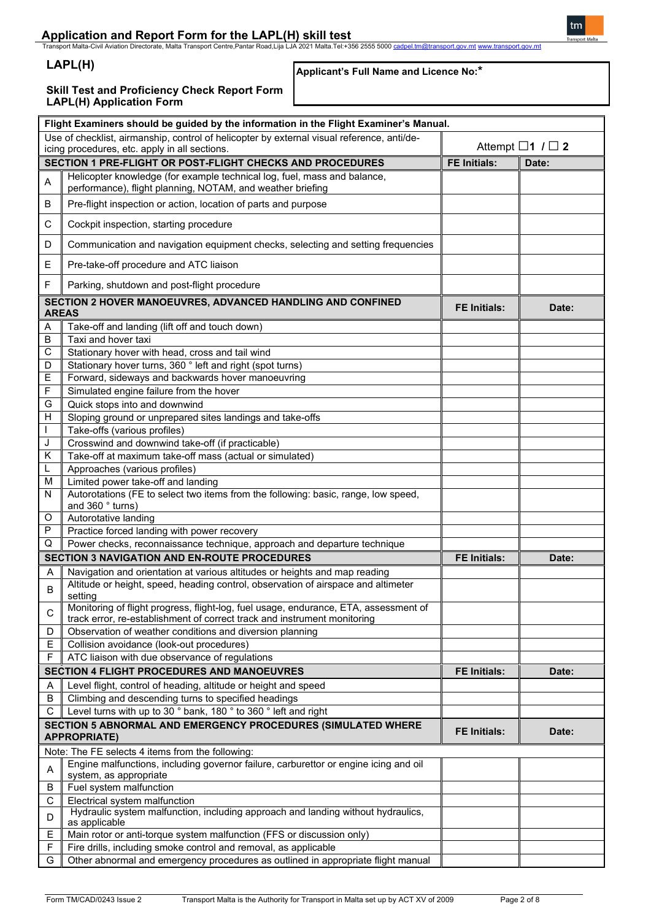## Application and Report Form for the LAPL(H) skill test

Transport Malta-Civil Aviation Directorate, Malta Transport Centre,Pantar Road,Lija LJA 2021 Malta.Tel:+356 2555 5000 cadpel.tm@transport.gov.mt www.transport.gov.mt

### LAPL(H)

**Skill Test and Proficiency Check Report Form**
**LAPL(H) Application Form**

**Applicant's Full Name and Licence No:***

| | | | |
|---|---|---|---|
| **Flight Examiners should be guided by the information in the Flight Examiner's Manual.** | | | |
| Use of checklist, airmanship, control of helicopter by external visual reference, anti/de-icing procedures, etc. apply in all sections. | | Attempt ☐1 / ☐ 2 | |
| **SECTION 1 PRE-FLIGHT OR POST-FLIGHT CHECKS AND PROCEDURES** | | **FE Initials:** | **Date:** |
| A | Helicopter knowledge (for example technical log, fuel, mass and balance, performance), flight planning, NOTAM, and weather briefing | | |
| B | Pre-flight inspection or action, location of parts and purpose | | |
| C | Cockpit inspection, starting procedure | | |
| D | Communication and navigation equipment checks, selecting and setting frequencies | | |
| E | Pre-take-off procedure and ATC liaison | | |
| F | Parking, shutdown and post-flight procedure | | |
| **SECTION 2 HOVER MANOEUVRES, ADVANCED HANDLING AND CONFINED AREAS** | | **FE Initials:** | **Date:** |
| A | Take-off and landing (lift off and touch down) | | |
| B | Taxi and hover taxi | | |
| C | Stationary hover with head, cross and tail wind | | |
| D | Stationary hover turns, 360 ° left and right (spot turns) | | |
| E | Forward, sideways and backwards hover manoeuvring | | |
| F | Simulated engine failure from the hover | | |
| G | Quick stops into and downwind | | |
| H | Sloping ground or unprepared sites landings and take-offs | | |
| I | Take-offs (various profiles) | | |
| J | Crosswind and downwind take-off (if practicable) | | |
| K | Take-off at maximum take-off mass (actual or simulated) | | |
| L | Approaches (various profiles) | | |
| M | Limited power take-off and landing | | |
| N | Autorotations (FE to select two items from the following: basic, range, low speed, and 360 ° turns) | | |
| O | Autorotative landing | | |
| P | Practice forced landing with power recovery | | |
| Q | Power checks, reconnaissance technique, approach and departure technique | | |
| **SECTION 3 NAVIGATION AND EN-ROUTE PROCEDURES** | | **FE Initials:** | **Date:** |
| A | Navigation and orientation at various altitudes or heights and map reading | | |
| B | Altitude or height, speed, heading control, observation of airspace and altimeter setting | | |
| C | Monitoring of flight progress, flight-log, fuel usage, endurance, ETA, assessment of track error, re-establishment of correct track and instrument monitoring | | |
| D | Observation of weather conditions and diversion planning | | |
| E | Collision avoidance (look-out procedures) | | |
| F | ATC liaison with due observance of regulations | | |
| **SECTION 4 FLIGHT PROCEDURES AND MANOEUVRES** | | **FE Initials:** | **Date:** |
| A | Level flight, control of heading, altitude or height and speed | | |
| B | Climbing and descending turns to specified headings | | |
| C | Level turns with up to 30 ° bank, 180 ° to 360 ° left and right | | |
| **SECTION 5 ABNORMAL AND EMERGENCY PROCEDURES (SIMULATED WHERE APPROPRIATE)** | | **FE Initials:** | **Date:** |
| Note: The FE selects 4 items from the following: | | | |
| A | Engine malfunctions, including governor failure, carburettor or engine icing and oil system, as appropriate | | |
| B | Fuel system malfunction | | |
| C | Electrical system malfunction | | |
| D | Hydraulic system malfunction, including approach and landing without hydraulics, as applicable | | |
| E | Main rotor or anti-torque system malfunction (FFS or discussion only) | | |
| F | Fire drills, including smoke control and removal, as applicable | | |
| G | Other abnormal and emergency procedures as outlined in appropriate flight manual | | |

Form TM/CAD/0243 Issue 2 — Transport Malta is the Authority for Transport in Malta set up by ACT XV of 2009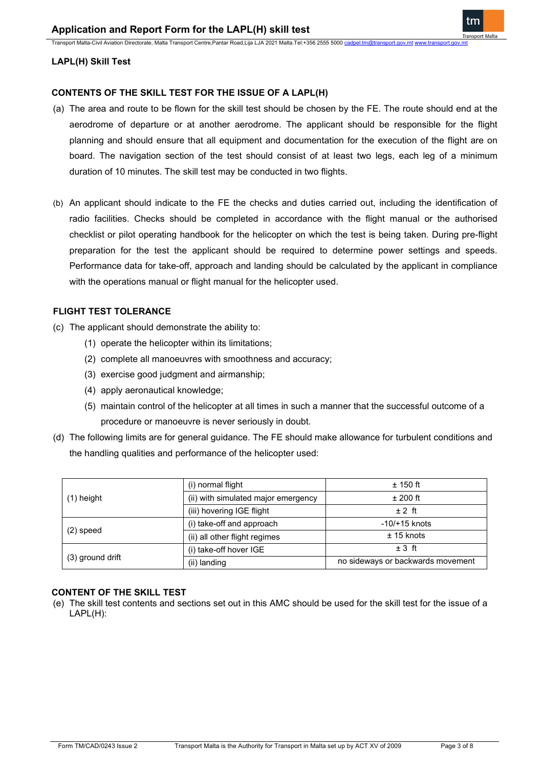**LAPL(H) Skill Test**

**CONTENTS OF THE SKILL TEST FOR THE ISSUE OF A LAPL(H)**

(a) The area and route to be flown for the skill test should be chosen by the FE. The route should end at the aerodrome of departure or at another aerodrome. The applicant should be responsible for the flight planning and should ensure that all equipment and documentation for the execution of the flight are on board. The navigation section of the test should consist of at least two legs, each leg of a minimum duration of 10 minutes. The skill test may be conducted in two flights.

(b) An applicant should indicate to the FE the checks and duties carried out, including the identification of radio facilities. Checks should be completed in accordance with the flight manual or the authorised checklist or pilot operating handbook for the helicopter on which the test is being taken. During pre-flight preparation for the test the applicant should be required to determine power settings and speeds. Performance data for take-off, approach and landing should be calculated by the applicant in compliance with the operations manual or flight manual for the helicopter used.

**FLIGHT TEST TOLERANCE**

(c) The applicant should demonstrate the ability to:

(1) operate the helicopter within its limitations;

(2) complete all manoeuvres with smoothness and accuracy;

(3) exercise good judgment and airmanship;

(4) apply aeronautical knowledge;

(5) maintain control of the helicopter at all times in such a manner that the successful outcome of a procedure or manoeuvre is never seriously in doubt.

(d) The following limits are for general guidance. The FE should make allowance for turbulent conditions and the handling qualities and performance of the helicopter used:

| | | |
|---|---|---|
| (1) height | (i) normal flight | ± 150 ft |
| | (ii) with simulated major emergency | ± 200 ft |
| | (iii) hovering IGE flight | ± 2 ft |
| (2) speed | (i) take-off and approach | -10/+15 knots |
| | (ii) all other flight regimes | ± 15 knots |
| (3) ground drift | (i) take-off hover IGE | ± 3 ft |
| | (ii) landing | no sideways or backwards movement |

**CONTENT OF THE SKILL TEST**

(e) The skill test contents and sections set out in this AMC should be used for the skill test for the issue of a LAPL(H):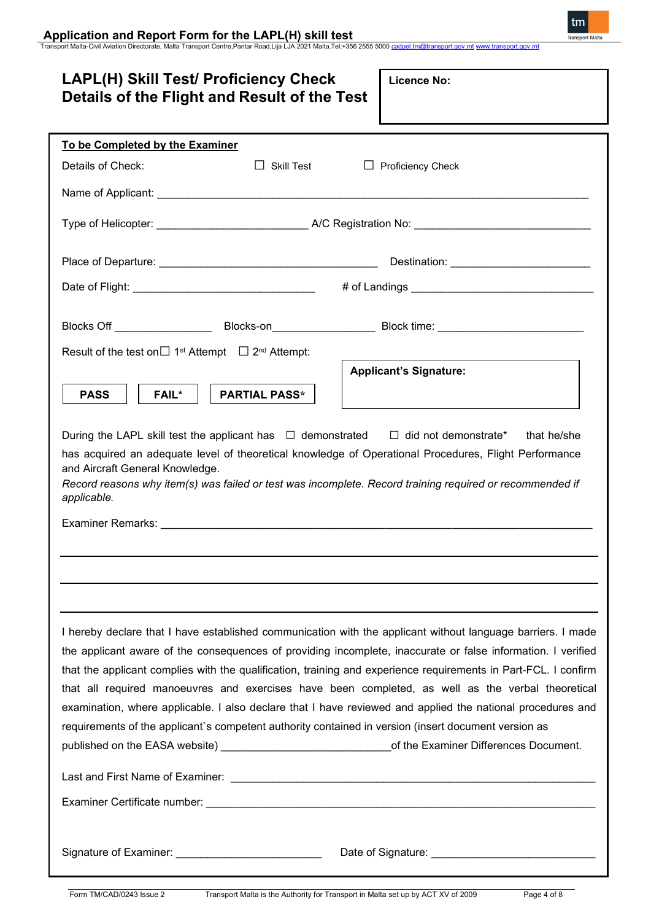# LAPL(H) Skill Test/ Proficiency Check Details of the Flight and Result of the Test

**Licence No:**

**To be Completed by the Examiner**

Details of Check: ☐ Skill Test ☐ Proficiency Check

Name of Applicant: ______________________________________________

Type of Helicopter: ________________________ A/C Registration No: ____________________________

Place of Departure: ___________________________________ Destination: ______________________

Date of Flight: ______________________________ # of Landings ______________________________

Blocks Off ________________ Blocks-on_________________ Block time: ________________________

Result of the test on☐ 1st Attempt ☐ 2nd Attempt:

**PASS** **FAIL*** **PARTIAL PASS***

**Applicant's Signature:**

During the LAPL skill test the applicant has ☐ demonstrated ☐ did not demonstrate* that he/she has acquired an adequate level of theoretical knowledge of Operational Procedures, Flight Performance and Aircraft General Knowledge.

*Record reasons why item(s) was failed or test was incomplete. Record training required or recommended if applicable.*

Examiner Remarks: ______________________________________________

______________________________________________

______________________________________________

______________________________________________

I hereby declare that I have established communication with the applicant without language barriers. I made the applicant aware of the consequences of providing incomplete, inaccurate or false information. I verified that the applicant complies with the qualification, training and experience requirements in Part-FCL. I confirm that all required manoeuvres and exercises have been completed, as well as the verbal theoretical examination, where applicable. I also declare that I have reviewed and applied the national procedures and requirements of the applicant`s competent authority contained in version (insert document version as published on the EASA website) ____________________________of the Examiner Differences Document.

Last and First Name of Examiner: ______________________________________________

Examiner Certificate number: ______________________________________________

Signature of Examiner: ________________________ Date of Signature: ___________________________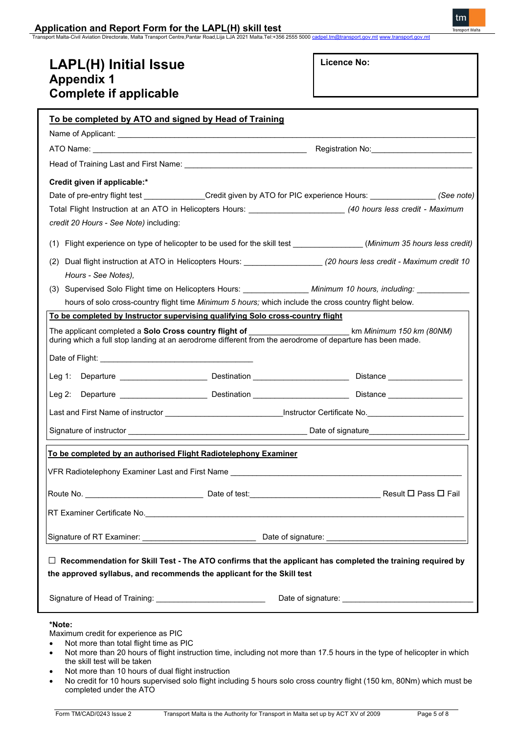# LAPL(H) Initial Issue
## Appendix 1
## Complete if applicable

**Licence No:**

**To be completed by ATO and signed by Head of Training**

Name of Applicant: ______________________________

ATO Name: ______________________________ Registration No: ______________________

Head of Training Last and First Name: ______________________________

**Credit given if applicable:***

Date of pre-entry flight test ____________ Credit given by ATO for PIC experience Hours: ____________ *(See note)*

Total Flight Instruction at an ATO in Helicopters Hours: ____________________ *(40 hours less credit - Maximum credit 20 Hours - See Note)* including:

(1) Flight experience on type of helicopter to be used for the skill test ______________ (*Minimum 35 hours less credit)*

(2) Dual flight instruction at ATO in Helicopters Hours: ________________ *(20 hours less credit - Maximum credit 10 Hours - See Notes),*

(3) Supervised Solo Flight time on Helicopters Hours: ______________ *Minimum 10 hours, including:* ___________ hours of solo cross-country flight time *Minimum 5 hours;* which include the cross country flight below.

**To be completed by Instructor supervising qualifying Solo cross-country flight**

The applicant completed a **Solo Cross country flight of** ____________________ km *Minimum 150 km (80NM)* during which a full stop landing at an aerodrome different from the aerodrome of departure has been made.

Date of Flight: ______________________________

Leg 1: Departure __________________ Destination ____________________ Distance ________________

Leg 2: Departure __________________ Destination ____________________ Distance ________________

Last and First Name of instructor ________________________ Instructor Certificate No. ______________________

Signature of instructor ______________________________________ Date of signature ____________________

**To be completed by an authorised Flight Radiotelephony Examiner**

VFR Radiotelephony Examiner Last and First Name ______________________________

Route No. __________________________ Date of test: ____________________________ Result ☐ Pass ☐ Fail

RT Examiner Certificate No. ______________________________

Signature of RT Examiner: ________________________ Date of signature: ______________________________

☐ **Recommendation for Skill Test - The ATO confirms that the applicant has completed the training required by the approved syllabus, and recommends the applicant for the Skill test**

Signature of Head of Training: ________________________ Date of signature: ____________________________

**\*Note:**

Maximum credit for experience as PIC

- Not more than total flight time as PIC
- Not more than 20 hours of flight instruction time, including not more than 17.5 hours in the type of helicopter in which the skill test will be taken
- Not more than 10 hours of dual flight instruction
- No credit for 10 hours supervised solo flight including 5 hours solo cross country flight (150 km, 80Nm) which must be completed under the ATO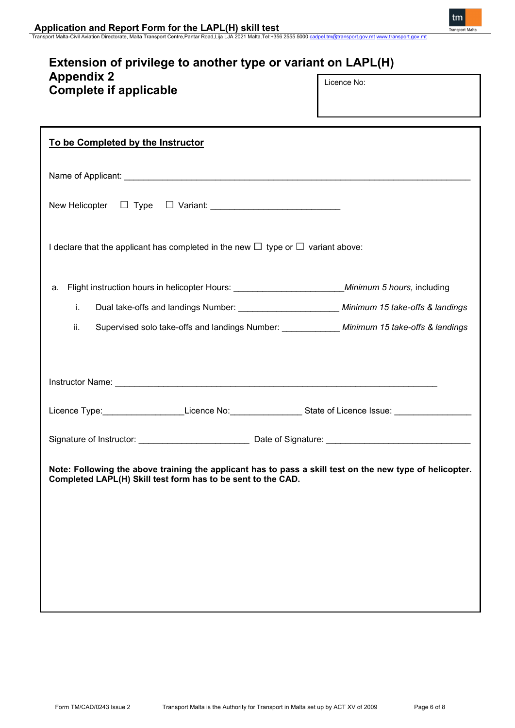# Extension of privilege to another type or variant on LAPL(H)
## Appendix 2
## Complete if applicable

Licence No:

**To be Completed by the Instructor**

Name of Applicant: ___________________________________________________________________

New Helicopter ☐ Type ☐ Variant: ___________________________

I declare that the applicant has completed in the new ☐ type or ☐ variant above:

a. Flight instruction hours in helicopter Hours: ______________________ *Minimum 5 hours,* including

   i. Dual take-offs and landings Number: ____________________ *Minimum 15 take-offs & landings*

   ii. Supervised solo take-offs and landings Number: ___________ *Minimum 15 take-offs & landings*

Instructor Name: ___________________________________________________________________

Licence Type:________________ Licence No:______________ State of Licence Issue: _______________

Signature of Instructor: ______________________ Date of Signature: _____________________________

**Note: Following the above training the applicant has to pass a skill test on the new type of helicopter. Completed LAPL(H) Skill test form has to be sent to the CAD.**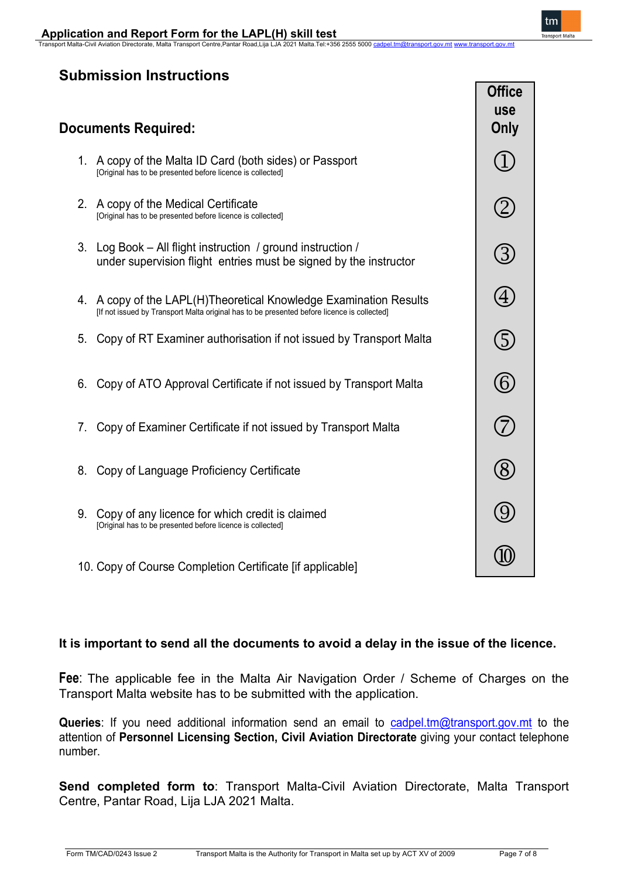## Submission Instructions

## Documents Required:

| | Office use Only |
|---|---|
| 1. A copy of the Malta ID Card (both sides) or Passport [Original has to be presented before licence is collected] | ① |
| 2. A copy of the Medical Certificate [Original has to be presented before licence is collected] | ② |
| 3. Log Book – All flight instruction / ground instruction / under supervision flight entries must be signed by the instructor | ③ |
| 4. A copy of the LAPL(H)Theoretical Knowledge Examination Results [If not issued by Transport Malta original has to be presented before licence is collected] | ④ |
| 5. Copy of RT Examiner authorisation if not issued by Transport Malta | ⑤ |
| 6. Copy of ATO Approval Certificate if not issued by Transport Malta | ⑥ |
| 7. Copy of Examiner Certificate if not issued by Transport Malta | ⑦ |
| 8. Copy of Language Proficiency Certificate | ⑧ |
| 9. Copy of any licence for which credit is claimed [Original has to be presented before licence is collected] | ⑨ |
| 10. Copy of Course Completion Certificate [if applicable] | ⑩ |

**It is important to send all the documents to avoid a delay in the issue of the licence.**

**Fee**: The applicable fee in the Malta Air Navigation Order / Scheme of Charges on the Transport Malta website has to be submitted with the application.

**Queries**: If you need additional information send an email to cadpel.tm@transport.gov.mt to the attention of **Personnel Licensing Section, Civil Aviation Directorate** giving your contact telephone number.

**Send completed form to**: Transport Malta-Civil Aviation Directorate, Malta Transport Centre, Pantar Road, Lija LJA 2021 Malta.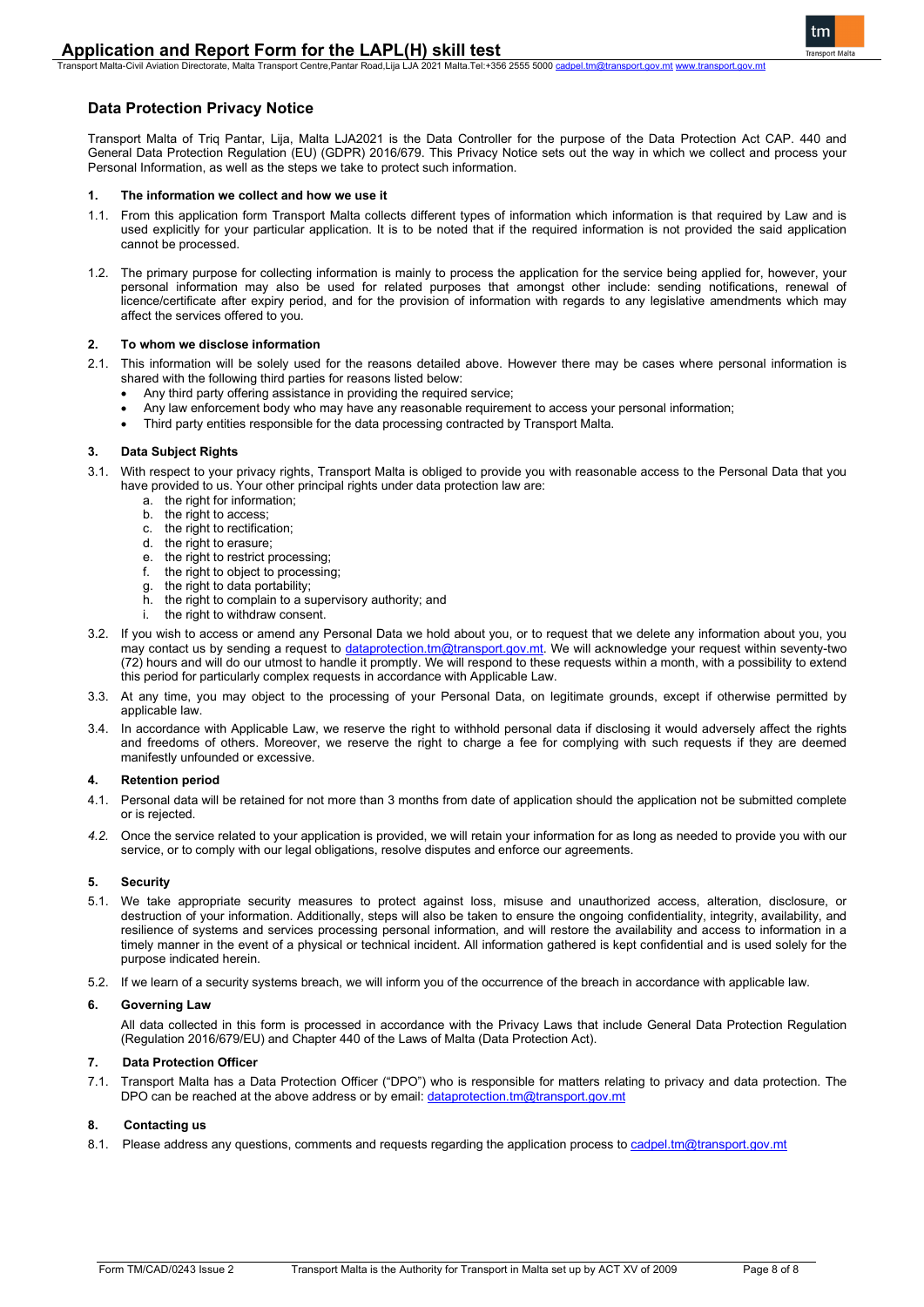## Data Protection Privacy Notice

Transport Malta of Triq Pantar, Lija, Malta LJA2021 is the Data Controller for the purpose of the Data Protection Act CAP. 440 and General Data Protection Regulation (EU) (GDPR) 2016/679. This Privacy Notice sets out the way in which we collect and process your Personal Information, as well as the steps we take to protect such information.

### 1. The information we collect and how we use it

1.1. From this application form Transport Malta collects different types of information which information is that required by Law and is used explicitly for your particular application. It is to be noted that if the required information is not provided the said application cannot be processed.

1.2. The primary purpose for collecting information is mainly to process the application for the service being applied for, however, your personal information may also be used for related purposes that amongst other include: sending notifications, renewal of licence/certificate after expiry period, and for the provision of information with regards to any legislative amendments which may affect the services offered to you.

### 2. To whom we disclose information

2.1. This information will be solely used for the reasons detailed above. However there may be cases where personal information is shared with the following third parties for reasons listed below:

- Any third party offering assistance in providing the required service;
- Any law enforcement body who may have any reasonable requirement to access your personal information;
- Third party entities responsible for the data processing contracted by Transport Malta.

### 3. Data Subject Rights

3.1. With respect to your privacy rights, Transport Malta is obliged to provide you with reasonable access to the Personal Data that you have provided to us. Your other principal rights under data protection law are:

a. the right for information;
b. the right to access;
c. the right to rectification;
d. the right to erasure;
e. the right to restrict processing;
f. the right to object to processing;
g. the right to data portability;
h. the right to complain to a supervisory authority; and
i. the right to withdraw consent.

3.2. If you wish to access or amend any Personal Data we hold about you, or to request that we delete any information about you, you may contact us by sending a request to dataprotection.tm@transport.gov.mt. We will acknowledge your request within seventy-two (72) hours and will do our utmost to handle it promptly. We will respond to these requests within a month, with a possibility to extend this period for particularly complex requests in accordance with Applicable Law.

3.3. At any time, you may object to the processing of your Personal Data, on legitimate grounds, except if otherwise permitted by applicable law.

3.4. In accordance with Applicable Law, we reserve the right to withhold personal data if disclosing it would adversely affect the rights and freedoms of others. Moreover, we reserve the right to charge a fee for complying with such requests if they are deemed manifestly unfounded or excessive.

### 4. Retention period

4.1. Personal data will be retained for not more than 3 months from date of application should the application not be submitted complete or is rejected.

*4.2.* Once the service related to your application is provided, we will retain your information for as long as needed to provide you with our service, or to comply with our legal obligations, resolve disputes and enforce our agreements.

### 5. Security

5.1. We take appropriate security measures to protect against loss, misuse and unauthorized access, alteration, disclosure, or destruction of your information. Additionally, steps will also be taken to ensure the ongoing confidentiality, integrity, availability, and resilience of systems and services processing personal information, and will restore the availability and access to information in a timely manner in the event of a physical or technical incident. All information gathered is kept confidential and is used solely for the purpose indicated herein.

5.2. If we learn of a security systems breach, we will inform you of the occurrence of the breach in accordance with applicable law.

### 6. Governing Law

All data collected in this form is processed in accordance with the Privacy Laws that include General Data Protection Regulation (Regulation 2016/679/EU) and Chapter 440 of the Laws of Malta (Data Protection Act).

### 7. Data Protection Officer

7.1. Transport Malta has a Data Protection Officer ("DPO") who is responsible for matters relating to privacy and data protection. The DPO can be reached at the above address or by email: dataprotection.tm@transport.gov.mt

### 8. Contacting us

8.1. Please address any questions, comments and requests regarding the application process to cadpel.tm@transport.gov.mt